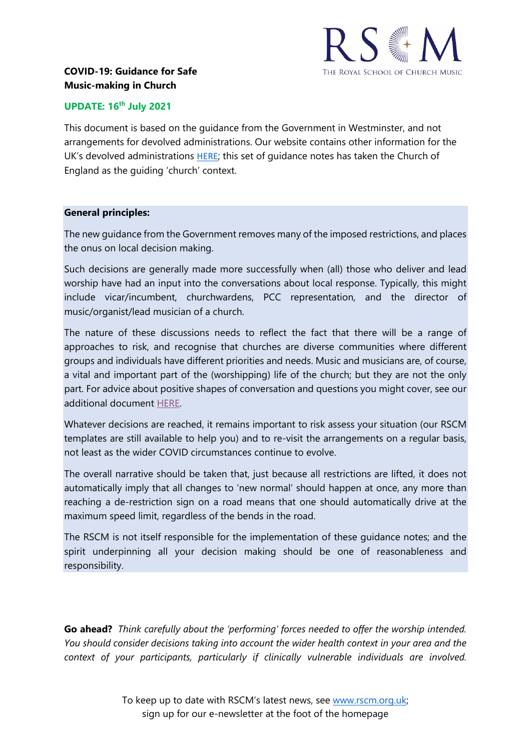**COVID-19: Guidance for Safe Music-making in Church**

THE ROYAL SCHOOL OF CHURCH MUSIC

**UPDATE: 16th July 2021**

This document is based on the guidance from the Government in Westminster, and not arrangements for devolved administrations. Our website contains other information for the UK's devolved administrations HERE; this set of guidance notes has taken the Church of England as the guiding 'church' context.

**General principles:**

The new guidance from the Government removes many of the imposed restrictions, and places the onus on local decision making.

Such decisions are generally made more successfully when (all) those who deliver and lead worship have had an input into the conversations about local response. Typically, this might include vicar/incumbent, churchwardens, PCC representation, and the director of music/organist/lead musician of a church.

The nature of these discussions needs to reflect the fact that there will be a range of approaches to risk, and recognise that churches are diverse communities where different groups and individuals have different priorities and needs. Music and musicians are, of course, a vital and important part of the (worshipping) life of the church; but they are not the only part. For advice about positive shapes of conversation and questions you might cover, see our additional document HERE.

Whatever decisions are reached, it remains important to risk assess your situation (our RSCM templates are still available to help you) and to re-visit the arrangements on a regular basis, not least as the wider COVID circumstances continue to evolve.

The overall narrative should be taken that, just because all restrictions are lifted, it does not automatically imply that all changes to 'new normal' should happen at once, any more than reaching a de-restriction sign on a road means that one should automatically drive at the maximum speed limit, regardless of the bends in the road.

The RSCM is not itself responsible for the implementation of these guidance notes; and the spirit underpinning all your decision making should be one of reasonableness and responsibility.

**Go ahead?** *Think carefully about the 'performing' forces needed to offer the worship intended. You should consider decisions taking into account the wider health context in your area and the context of your participants, particularly if clinically vulnerable individuals are involved.*

To keep up to date with RSCM's latest news, see www.rscm.org.uk; sign up for our e-newsletter at the foot of the homepage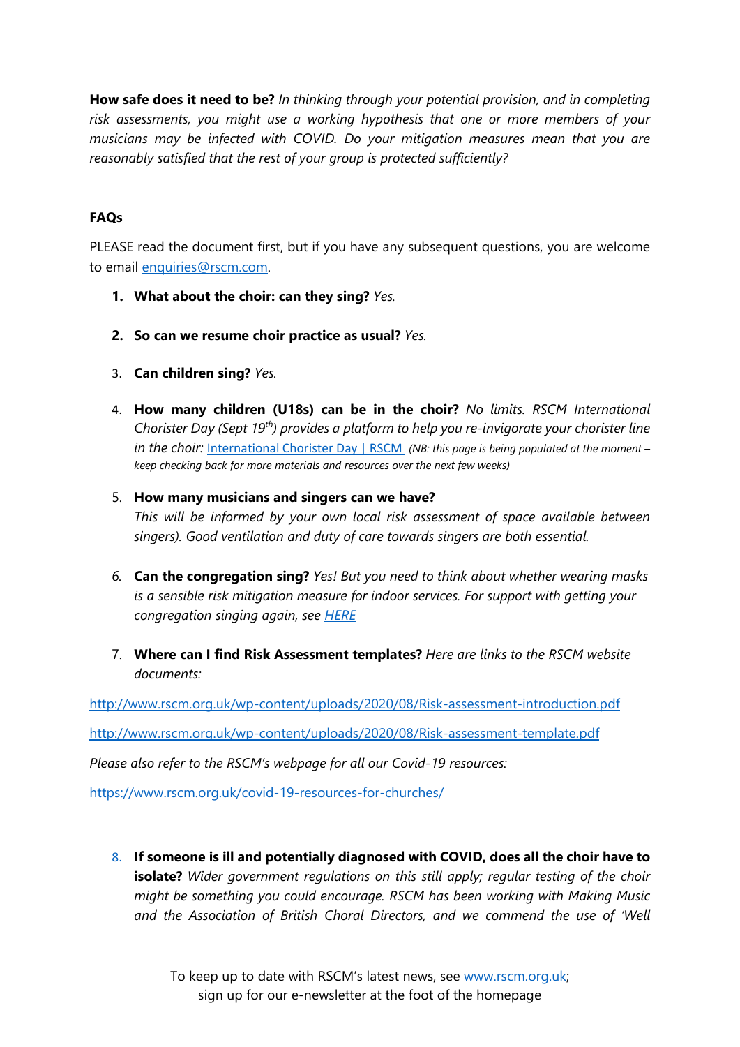**How safe does it need to be?** *In thinking through your potential provision, and in completing risk assessments, you might use a working hypothesis that one or more members of your musicians may be infected with COVID. Do your mitigation measures mean that you are reasonably satisfied that the rest of your group is protected sufficiently?*

**FAQs**

PLEASE read the document first, but if you have any subsequent questions, you are welcome to email [enquiries@rscm.com](mailto:enquiries@rscm.com).

1. **What about the choir: can they sing?** *Yes.*

2. **So can we resume choir practice as usual?** *Yes.*

3. **Can children sing?** *Yes.*

4. **How many children (U18s) can be in the choir?** *No limits. RSCM International Chorister Day (Sept 19th) provides a platform to help you re-invigorate your chorister line in the choir:* [International Chorister Day | RSCM](International Chorister Day | RSCM) *(NB: this page is being populated at the moment – keep checking back for more materials and resources over the next few weeks)*

5. **How many musicians and singers can we have?**
   *This will be informed by your own local risk assessment of space available between singers). Good ventilation and duty of care towards singers are both essential.*

6. **Can the congregation sing?** *Yes! But you need to think about whether wearing masks is a sensible risk mitigation measure for indoor services. For support with getting your congregation singing again, see* *HERE*

7. **Where can I find Risk Assessment templates?** *Here are links to the RSCM website documents:*

http://www.rscm.org.uk/wp-content/uploads/2020/08/Risk-assessment-introduction.pdf

http://www.rscm.org.uk/wp-content/uploads/2020/08/Risk-assessment-template.pdf

*Please also refer to the RSCM's webpage for all our Covid-19 resources:*

https://www.rscm.org.uk/covid-19-resources-for-churches/

8. **If someone is ill and potentially diagnosed with COVID, does all the choir have to isolate?** *Wider government regulations on this still apply; regular testing of the choir might be something you could encourage. RSCM has been working with Making Music and the Association of British Choral Directors, and we commend the use of 'Well*

To keep up to date with RSCM's latest news, see [www.rscm.org.uk](www.rscm.org.uk); sign up for our e-newsletter at the foot of the homepage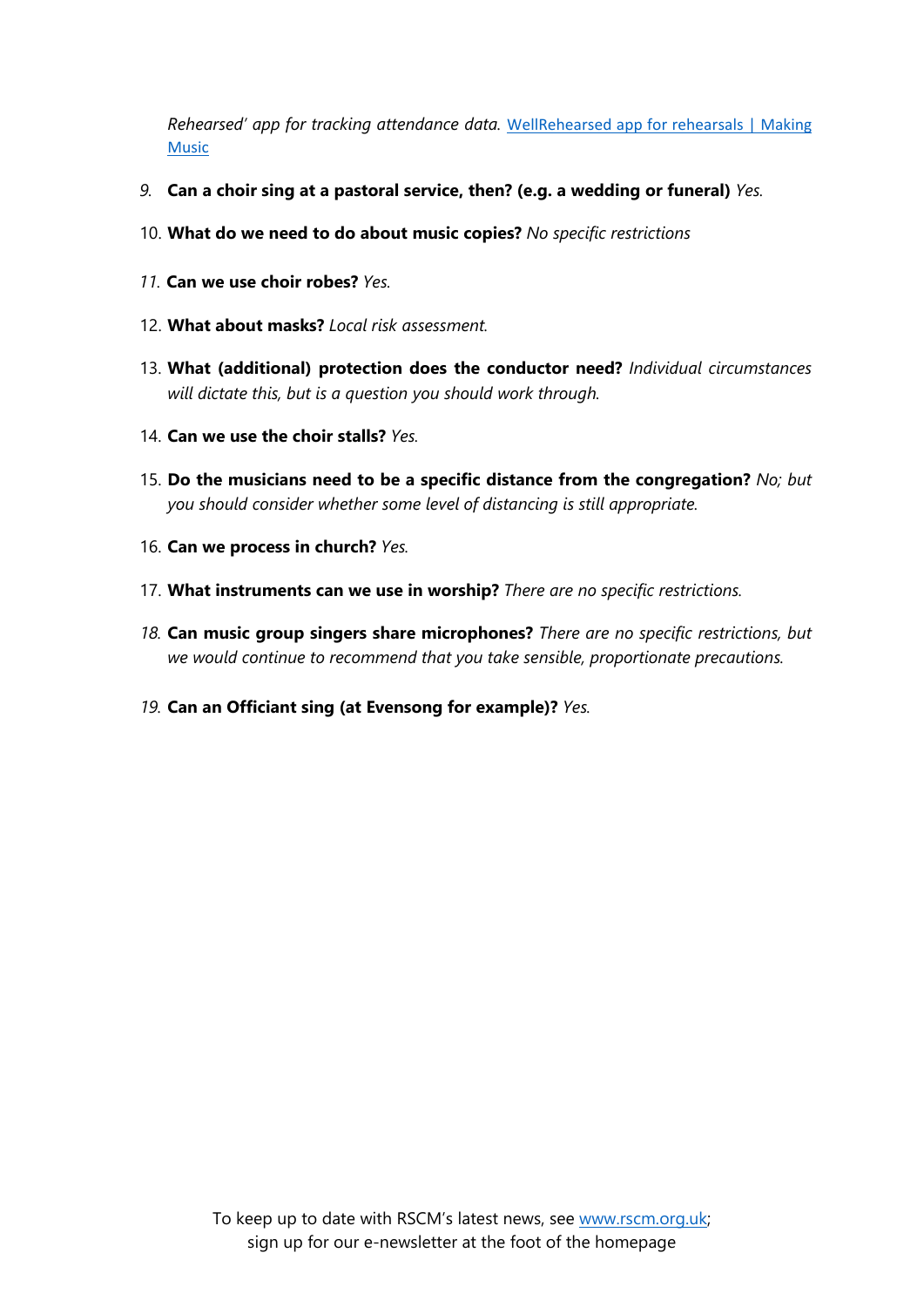*Rehearsed' app for tracking attendance data.* [WellRehearsed app for rehearsals | Making Music]

9. **Can a choir sing at a pastoral service, then? (e.g. a wedding or funeral)** *Yes.*
10. **What do we need to do about music copies?** *No specific restrictions*
11. **Can we use choir robes?** *Yes.*
12. **What about masks?** *Local risk assessment.*
13. **What (additional) protection does the conductor need?** *Individual circumstances will dictate this, but is a question you should work through.*
14. **Can we use the choir stalls?** *Yes.*
15. **Do the musicians need to be a specific distance from the congregation?** *No; but you should consider whether some level of distancing is still appropriate.*
16. **Can we process in church?** *Yes.*
17. **What instruments can we use in worship?** *There are no specific restrictions.*
18. **Can music group singers share microphones?** *There are no specific restrictions, but we would continue to recommend that you take sensible, proportionate precautions.*
19. **Can an Officiant sing (at Evensong for example)?** *Yes.*

To keep up to date with RSCM's latest news, see www.rscm.org.uk; sign up for our e-newsletter at the foot of the homepage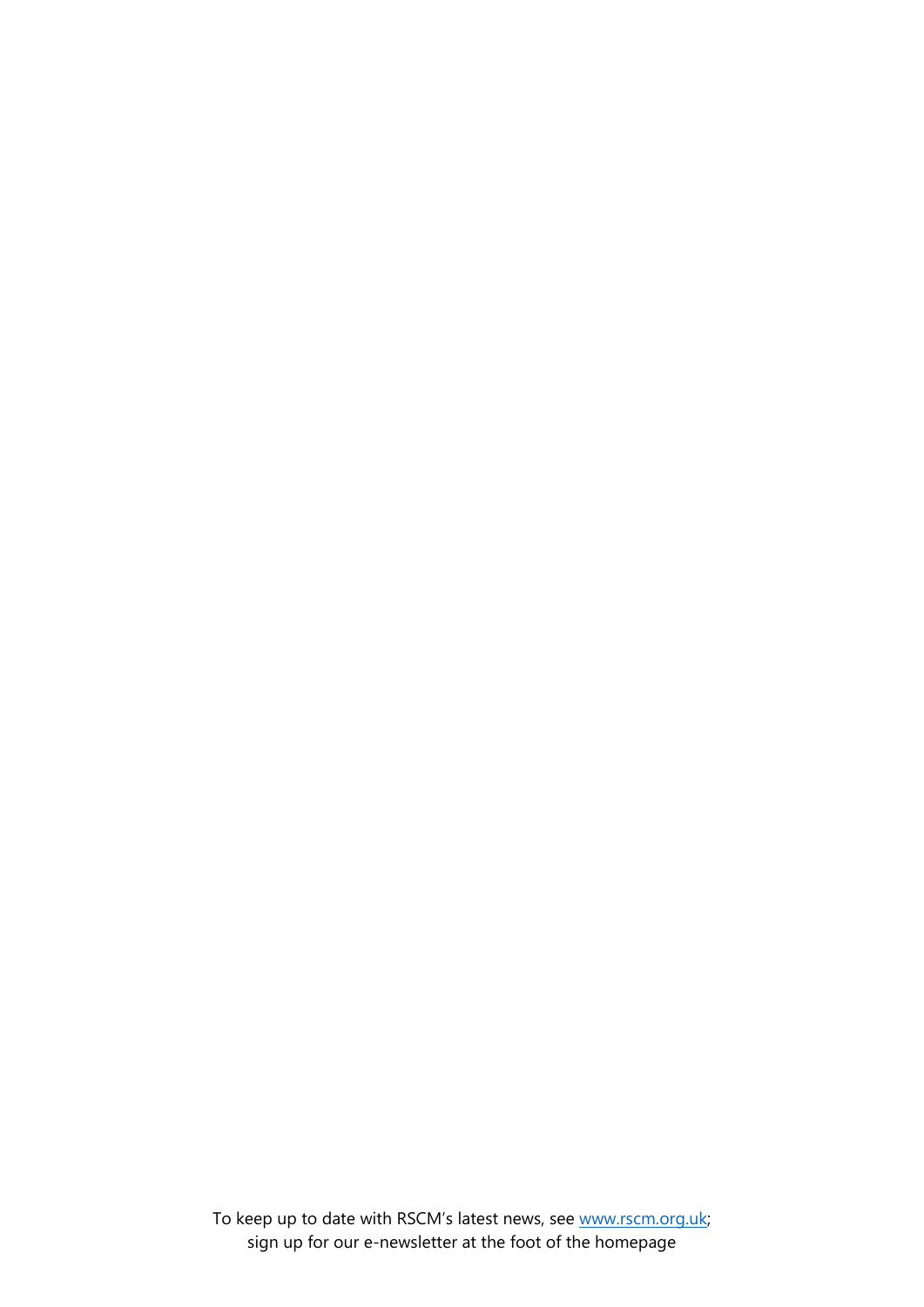To keep up to date with RSCM's latest news, see [www.rscm.org.uk](http://www.rscm.org.uk); sign up for our e-newsletter at the foot of the homepage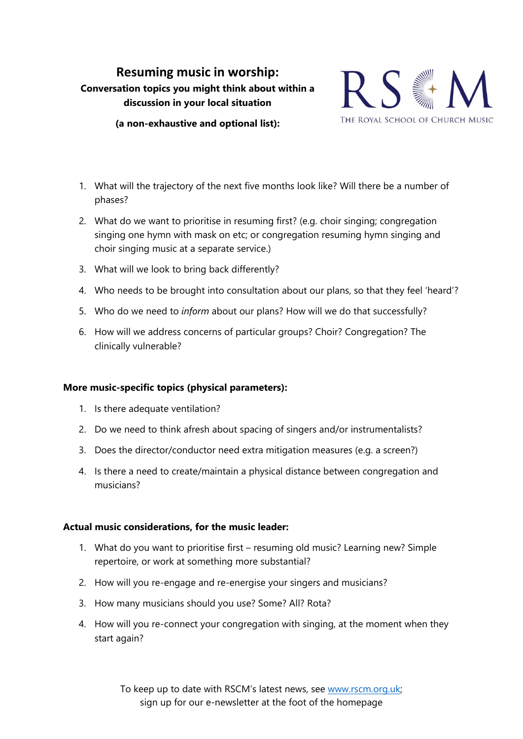# Resuming music in worship:

**Conversation topics you might think about within a discussion in your local situation**

**(a non-exhaustive and optional list):**

THE ROYAL SCHOOL OF CHURCH MUSIC

1. What will the trajectory of the next five months look like? Will there be a number of phases?
2. What do we want to prioritise in resuming first? (e.g. choir singing; congregation singing one hymn with mask on etc; or congregation resuming hymn singing and choir singing music at a separate service.)
3. What will we look to bring back differently?
4. Who needs to be brought into consultation about our plans, so that they feel 'heard'?
5. Who do we need to *inform* about our plans? How will we do that successfully?
6. How will we address concerns of particular groups? Choir? Congregation? The clinically vulnerable?

**More music-specific topics (physical parameters):**

1. Is there adequate ventilation?
2. Do we need to think afresh about spacing of singers and/or instrumentalists?
3. Does the director/conductor need extra mitigation measures (e.g. a screen?)
4. Is there a need to create/maintain a physical distance between congregation and musicians?

**Actual music considerations, for the music leader:**

1. What do you want to prioritise first – resuming old music? Learning new? Simple repertoire, or work at something more substantial?
2. How will you re-engage and re-energise your singers and musicians?
3. How many musicians should you use? Some? All? Rota?
4. How will you re-connect your congregation with singing, at the moment when they start again?

To keep up to date with RSCM's latest news, see [www.rscm.org.uk](http://www.rscm.org.uk); sign up for our e-newsletter at the foot of the homepage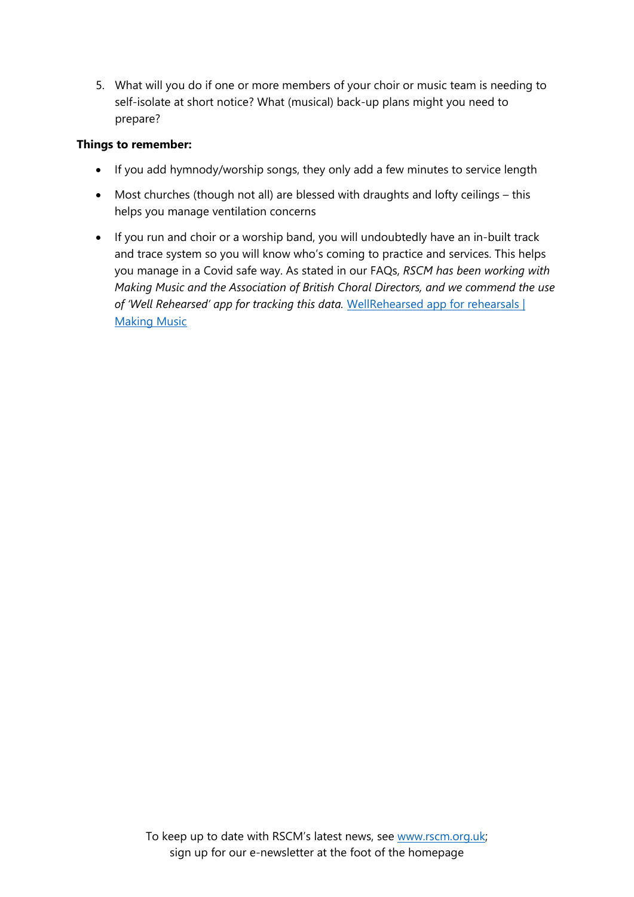5. What will you do if one or more members of your choir or music team is needing to self-isolate at short notice? What (musical) back-up plans might you need to prepare?

**Things to remember:**

- If you add hymnody/worship songs, they only add a few minutes to service length
- Most churches (though not all) are blessed with draughts and lofty ceilings – this helps you manage ventilation concerns
- If you run and choir or a worship band, you will undoubtedly have an in-built track and trace system so you will know who's coming to practice and services. This helps you manage in a Covid safe way. As stated in our FAQs, *RSCM has been working with Making Music and the Association of British Choral Directors, and we commend the use of 'Well Rehearsed' app for tracking this data.* [WellRehearsed app for rehearsals | Making Music]

To keep up to date with RSCM's latest news, see [www.rscm.org.uk];
sign up for our e-newsletter at the foot of the homepage